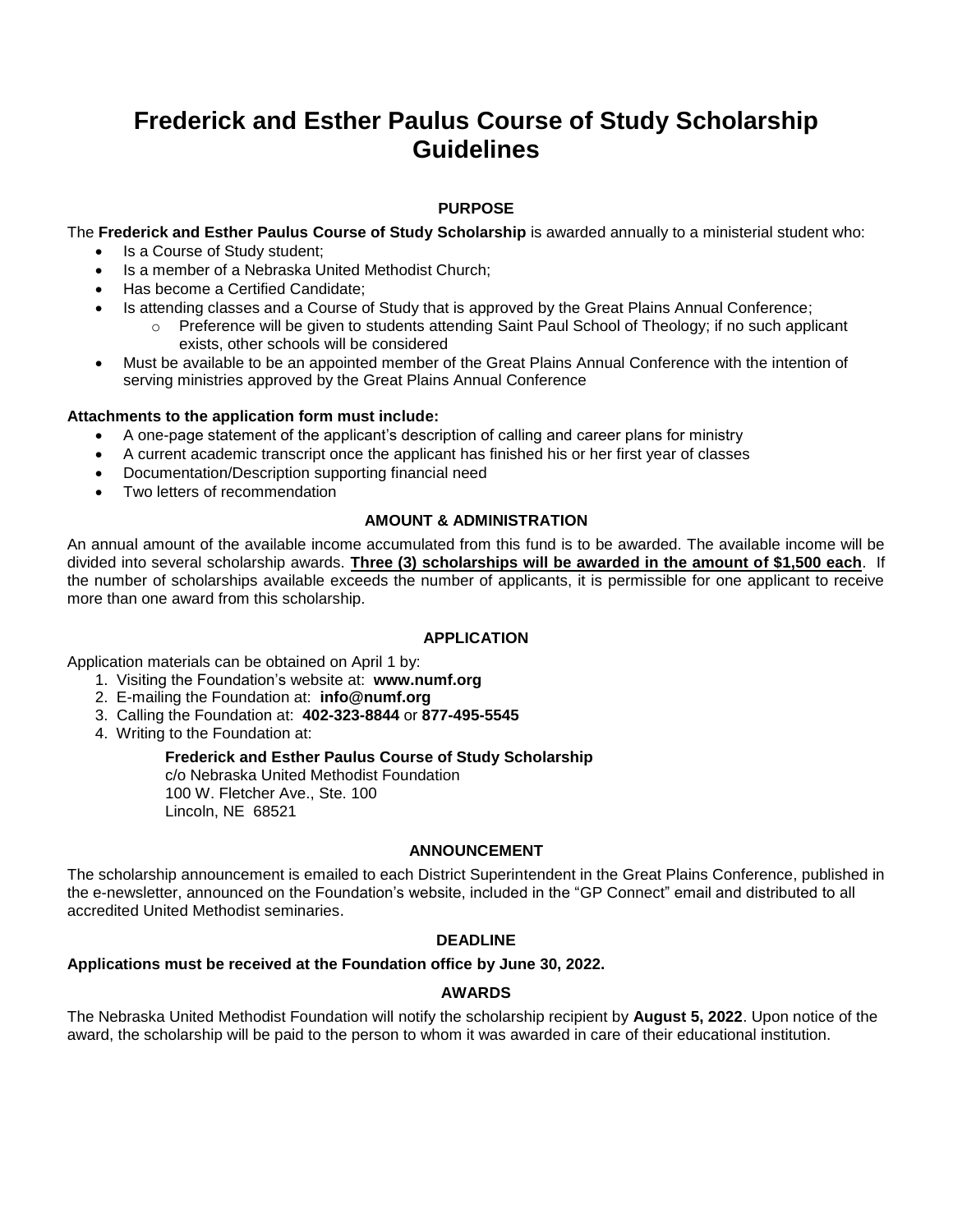# Frederick and Esther Paulus Course of Study Scholarship Guidelines

## PURPOSE

The **Frederick and Esther Paulus Course of Study Scholarship** is awarded annually to a ministerial student who:

- Is a Course of Study student;
- Is a member of a Nebraska United Methodist Church;
- Has become a Certified Candidate;
- Is attending classes and a Course of Study that is approved by the Great Plains Annual Conference;
  - Preference will be given to students attending Saint Paul School of Theology; if no such applicant exists, other schools will be considered
- Must be available to be an appointed member of the Great Plains Annual Conference with the intention of serving ministries approved by the Great Plains Annual Conference

**Attachments to the application form must include:**

- A one-page statement of the applicant's description of calling and career plans for ministry
- A current academic transcript once the applicant has finished his or her first year of classes
- Documentation/Description supporting financial need
- Two letters of recommendation

## AMOUNT & ADMINISTRATION

An annual amount of the available income accumulated from this fund is to be awarded. The available income will be divided into several scholarship awards. **Three (3) scholarships will be awarded in the amount of $1,500 each**. If the number of scholarships available exceeds the number of applicants, it is permissible for one applicant to receive more than one award from this scholarship.

## APPLICATION

Application materials can be obtained on April 1 by:

1. Visiting the Foundation's website at: **www.numf.org**
2. E-mailing the Foundation at: **info@numf.org**
3. Calling the Foundation at: **402-323-8844** or **877-495-5545**
4. Writing to the Foundation at:

   **Frederick and Esther Paulus Course of Study Scholarship**
   c/o Nebraska United Methodist Foundation
   100 W. Fletcher Ave., Ste. 100
   Lincoln, NE 68521

## ANNOUNCEMENT

The scholarship announcement is emailed to each District Superintendent in the Great Plains Conference, published in the e-newsletter, announced on the Foundation's website, included in the "GP Connect" email and distributed to all accredited United Methodist seminaries.

## DEADLINE

**Applications must be received at the Foundation office by June 30, 2022.**

## AWARDS

The Nebraska United Methodist Foundation will notify the scholarship recipient by **August 5, 2022**. Upon notice of the award, the scholarship will be paid to the person to whom it was awarded in care of their educational institution.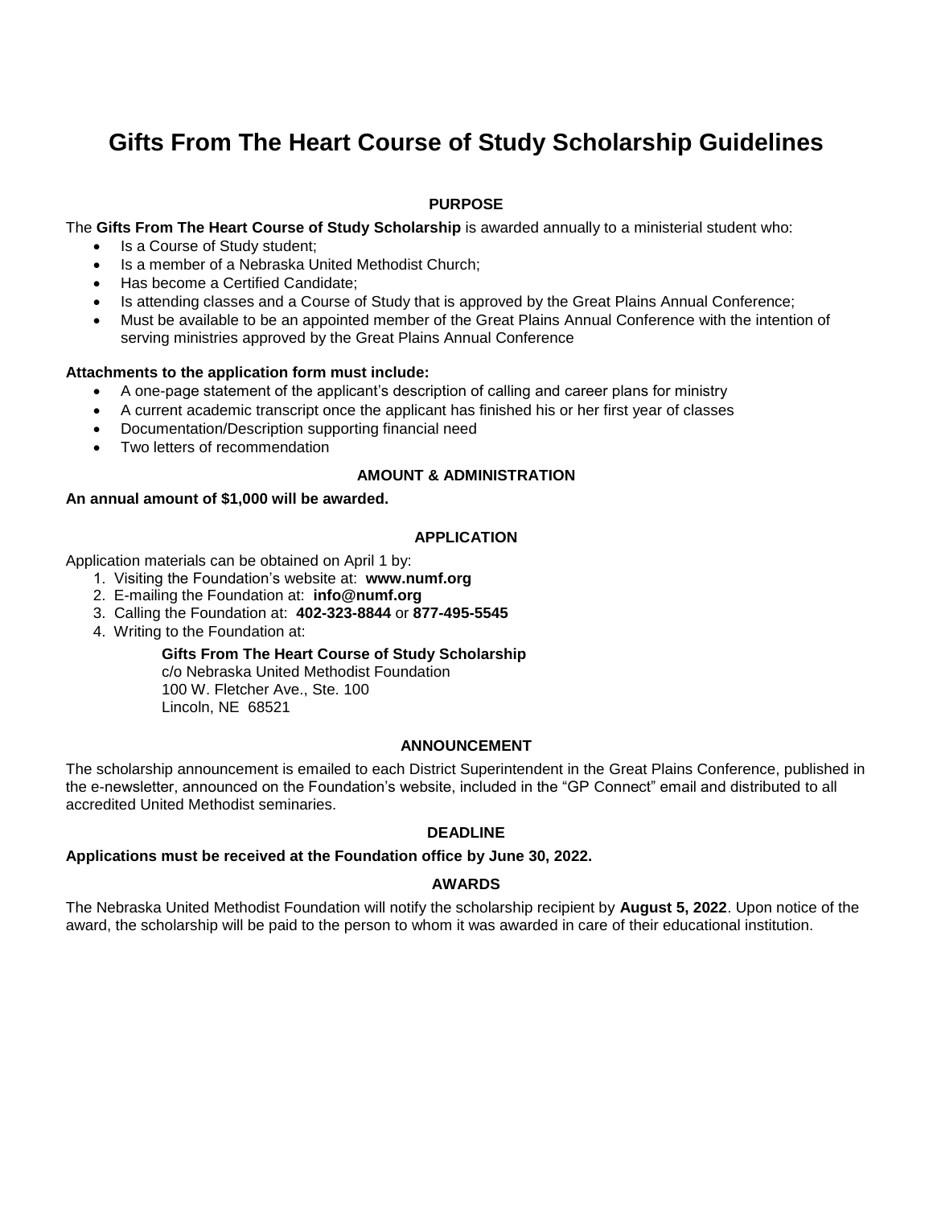# Gifts From The Heart Course of Study Scholarship Guidelines

### PURPOSE

The **Gifts From The Heart Course of Study Scholarship** is awarded annually to a ministerial student who:

- Is a Course of Study student;
- Is a member of a Nebraska United Methodist Church;
- Has become a Certified Candidate;
- Is attending classes and a Course of Study that is approved by the Great Plains Annual Conference;
- Must be available to be an appointed member of the Great Plains Annual Conference with the intention of serving ministries approved by the Great Plains Annual Conference

**Attachments to the application form must include:**

- A one-page statement of the applicant's description of calling and career plans for ministry
- A current academic transcript once the applicant has finished his or her first year of classes
- Documentation/Description supporting financial need
- Two letters of recommendation

### AMOUNT & ADMINISTRATION

**An annual amount of $1,000 will be awarded.**

### APPLICATION

Application materials can be obtained on April 1 by:

1. Visiting the Foundation's website at: **www.numf.org**
2. E-mailing the Foundation at: **info@numf.org**
3. Calling the Foundation at: **402-323-8844** or **877-495-5545**
4. Writing to the Foundation at:

   **Gifts From The Heart Course of Study Scholarship**
   c/o Nebraska United Methodist Foundation
   100 W. Fletcher Ave., Ste. 100
   Lincoln, NE 68521

### ANNOUNCEMENT

The scholarship announcement is emailed to each District Superintendent in the Great Plains Conference, published in the e-newsletter, announced on the Foundation's website, included in the "GP Connect" email and distributed to all accredited United Methodist seminaries.

### DEADLINE

**Applications must be received at the Foundation office by June 30, 2022.**

### AWARDS

The Nebraska United Methodist Foundation will notify the scholarship recipient by **August 5, 2022**. Upon notice of the award, the scholarship will be paid to the person to whom it was awarded in care of their educational institution.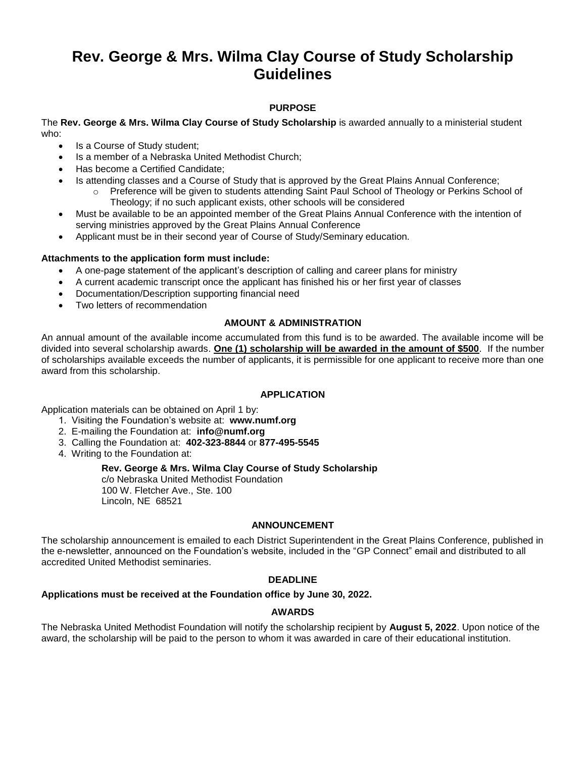# Rev. George & Mrs. Wilma Clay Course of Study Scholarship Guidelines

### PURPOSE

The **Rev. George & Mrs. Wilma Clay Course of Study Scholarship** is awarded annually to a ministerial student who:

- Is a Course of Study student;
- Is a member of a Nebraska United Methodist Church;
- Has become a Certified Candidate;
- Is attending classes and a Course of Study that is approved by the Great Plains Annual Conference;
    - Preference will be given to students attending Saint Paul School of Theology or Perkins School of Theology; if no such applicant exists, other schools will be considered
- Must be available to be an appointed member of the Great Plains Annual Conference with the intention of serving ministries approved by the Great Plains Annual Conference
- Applicant must be in their second year of Course of Study/Seminary education.

**Attachments to the application form must include:**

- A one-page statement of the applicant's description of calling and career plans for ministry
- A current academic transcript once the applicant has finished his or her first year of classes
- Documentation/Description supporting financial need
- Two letters of recommendation

### AMOUNT & ADMINISTRATION

An annual amount of the available income accumulated from this fund is to be awarded. The available income will be divided into several scholarship awards. **One (1) scholarship will be awarded in the amount of $500**. If the number of scholarships available exceeds the number of applicants, it is permissible for one applicant to receive more than one award from this scholarship.

### APPLICATION

Application materials can be obtained on April 1 by:

1. Visiting the Foundation's website at: **www.numf.org**
2. E-mailing the Foundation at: **info@numf.org**
3. Calling the Foundation at: **402-323-8844** or **877-495-5545**
4. Writing to the Foundation at:

   **Rev. George & Mrs. Wilma Clay Course of Study Scholarship**
   c/o Nebraska United Methodist Foundation
   100 W. Fletcher Ave., Ste. 100
   Lincoln, NE 68521

### ANNOUNCEMENT

The scholarship announcement is emailed to each District Superintendent in the Great Plains Conference, published in the e-newsletter, announced on the Foundation's website, included in the "GP Connect" email and distributed to all accredited United Methodist seminaries.

### DEADLINE

**Applications must be received at the Foundation office by June 30, 2022.**

### AWARDS

The Nebraska United Methodist Foundation will notify the scholarship recipient by **August 5, 2022**. Upon notice of the award, the scholarship will be paid to the person to whom it was awarded in care of their educational institution.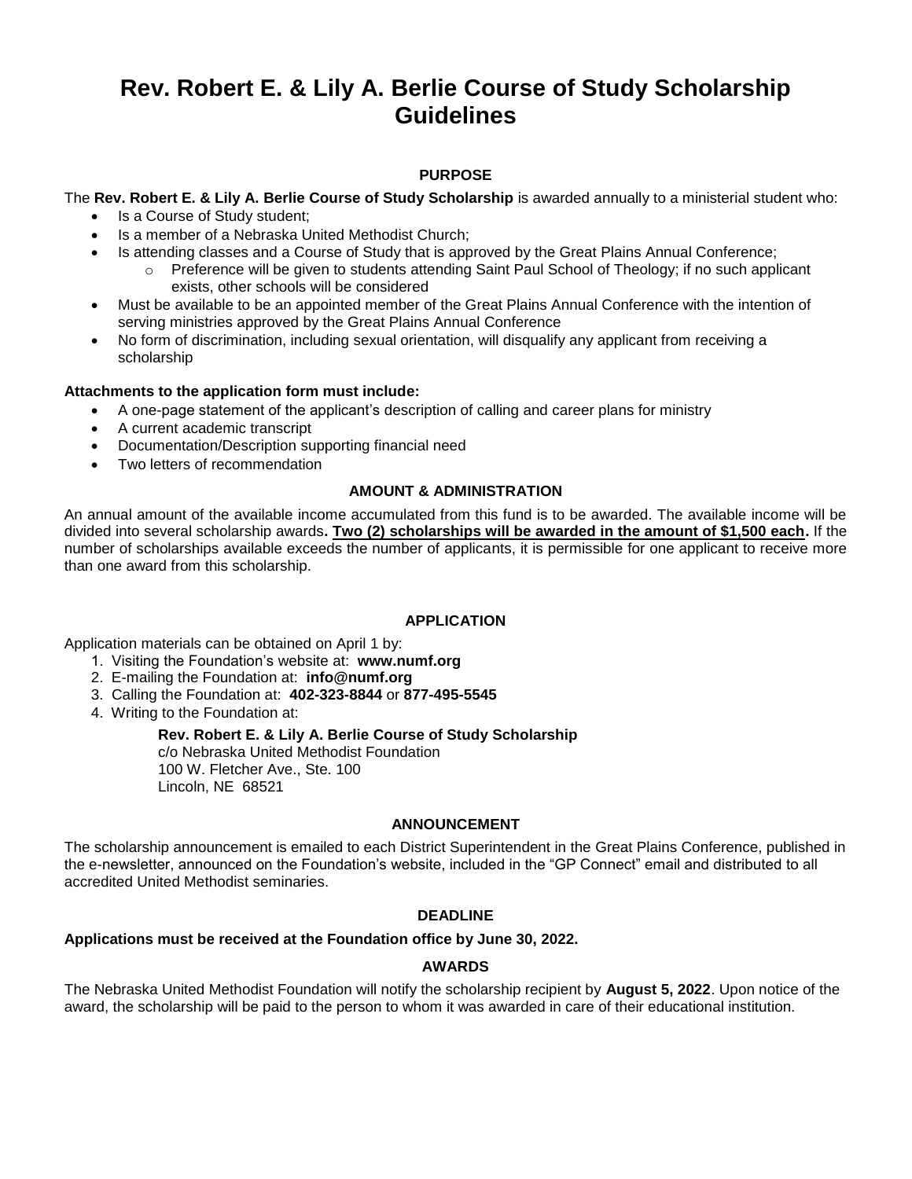# Rev. Robert E. & Lily A. Berlie Course of Study Scholarship Guidelines

### PURPOSE

The **Rev. Robert E. & Lily A. Berlie Course of Study Scholarship** is awarded annually to a ministerial student who:

- Is a Course of Study student;
- Is a member of a Nebraska United Methodist Church;
- Is attending classes and a Course of Study that is approved by the Great Plains Annual Conference;
  - Preference will be given to students attending Saint Paul School of Theology; if no such applicant exists, other schools will be considered
- Must be available to be an appointed member of the Great Plains Annual Conference with the intention of serving ministries approved by the Great Plains Annual Conference
- No form of discrimination, including sexual orientation, will disqualify any applicant from receiving a scholarship

**Attachments to the application form must include:**

- A one-page statement of the applicant's description of calling and career plans for ministry
- A current academic transcript
- Documentation/Description supporting financial need
- Two letters of recommendation

### AMOUNT & ADMINISTRATION

An annual amount of the available income accumulated from this fund is to be awarded. The available income will be divided into several scholarship awards**. <u>Two (2) scholarships will be awarded in the amount of $1,500 each</u>.** If the number of scholarships available exceeds the number of applicants, it is permissible for one applicant to receive more than one award from this scholarship.

### APPLICATION

Application materials can be obtained on April 1 by:

1. Visiting the Foundation's website at: **www.numf.org**
2. E-mailing the Foundation at: **info@numf.org**
3. Calling the Foundation at: **402-323-8844** or **877-495-5545**
4. Writing to the Foundation at:

   **Rev. Robert E. & Lily A. Berlie Course of Study Scholarship**
   c/o Nebraska United Methodist Foundation
   100 W. Fletcher Ave., Ste. 100
   Lincoln, NE 68521

### ANNOUNCEMENT

The scholarship announcement is emailed to each District Superintendent in the Great Plains Conference, published in the e-newsletter, announced on the Foundation's website, included in the "GP Connect" email and distributed to all accredited United Methodist seminaries.

### DEADLINE

**Applications must be received at the Foundation office by June 30, 2022.**

### AWARDS

The Nebraska United Methodist Foundation will notify the scholarship recipient by **August 5, 2022**. Upon notice of the award, the scholarship will be paid to the person to whom it was awarded in care of their educational institution.